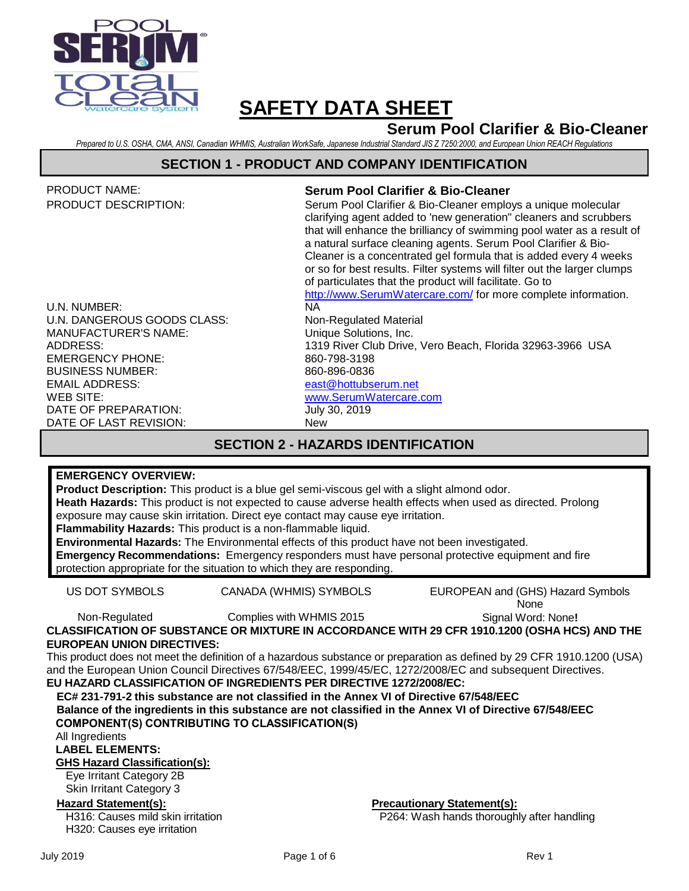# SAFETY DATA SHEET

## Serum Pool Clarifier & Bio-Cleaner

*Prepared to U.S. OSHA, CMA, ANSI, Canadian WHMIS, Australian WorkSafe, Japanese Industrial Standard JIS Z 7250:2000, and European Union REACH Regulations*

## SECTION 1 - PRODUCT AND COMPANY IDENTIFICATION

| | |
|---|---|
| PRODUCT NAME: | **Serum Pool Clarifier & Bio-Cleaner** |
| PRODUCT DESCRIPTION: | Serum Pool Clarifier & Bio-Cleaner employs a unique molecular clarifying agent added to 'new generation" cleaners and scrubbers that will enhance the brilliancy of swimming pool water as a result of a natural surface cleaning agents. Serum Pool Clarifier & Bio-Cleaner is a concentrated gel formula that is added every 4 weeks or so for best results. Filter systems will filter out the larger clumps of particulates that the product will facilitate. Go to http://www.SerumWatercare.com/ for more complete information. |
| U.N. NUMBER: | NA |
| U.N. DANGEROUS GOODS CLASS: | Non-Regulated Material |
| MANUFACTURER'S NAME: | Unique Solutions, Inc. |
| ADDRESS: | 1319 River Club Drive, Vero Beach, Florida 32963-3966 USA |
| EMERGENCY PHONE: | 860-798-3198 |
| BUSINESS NUMBER: | 860-896-0836 |
| EMAIL ADDRESS: | east@hottubserum.net |
| WEB SITE: | www.SerumWatercare.com |
| DATE OF PREPARATION: | July 30, 2019 |
| DATE OF LAST REVISION: | New |

## SECTION 2 - HAZARDS IDENTIFICATION

**EMERGENCY OVERVIEW:**
**Product Description:** This product is a blue gel semi-viscous gel with a slight almond odor.
**Heath Hazards:** This product is not expected to cause adverse health effects when used as directed. Prolong exposure may cause skin irritation. Direct eye contact may cause eye irritation.
**Flammability Hazards:** This product is a non-flammable liquid.
**Environmental Hazards:** The Environmental effects of this product have not been investigated.
**Emergency Recommendations:** Emergency responders must have personal protective equipment and fire protection appropriate for the situation to which they are responding.

| US DOT SYMBOLS | CANADA (WHMIS) SYMBOLS | EUROPEAN and (GHS) Hazard Symbols |
|---|---|---|
| | | None |
| Non-Regulated | Complies with WHMIS 2015 | Signal Word: None! |

**CLASSIFICATION OF SUBSTANCE OR MIXTURE IN ACCORDANCE WITH 29 CFR 1910.1200 (OSHA HCS) AND THE EUROPEAN UNION DIRECTIVES:**

This product does not meet the definition of a hazardous substance or preparation as defined by 29 CFR 1910.1200 (USA) and the European Union Council Directives 67/548/EEC, 1999/45/EC, 1272/2008/EC and subsequent Directives.

**EU HAZARD CLASSIFICATION OF INGREDIENTS PER DIRECTIVE 1272/2008/EC:**

**EC# 231-791-2 this substance are not classified in the Annex VI of Directive 67/548/EEC**
**Balance of the ingredients in this substance are not classified in the Annex VI of Directive 67/548/EEC**

**COMPONENT(S) CONTRIBUTING TO CLASSIFICATION(S)**

All Ingredients

**LABEL ELEMENTS:**

**GHS Hazard Classification(s):**

Eye Irritant Category 2B
Skin Irritant Category 3

**Hazard Statement(s):**

H316: Causes mild skin irritation
H320: Causes eye irritation

**Precautionary Statement(s):**

P264: Wash hands thoroughly after handling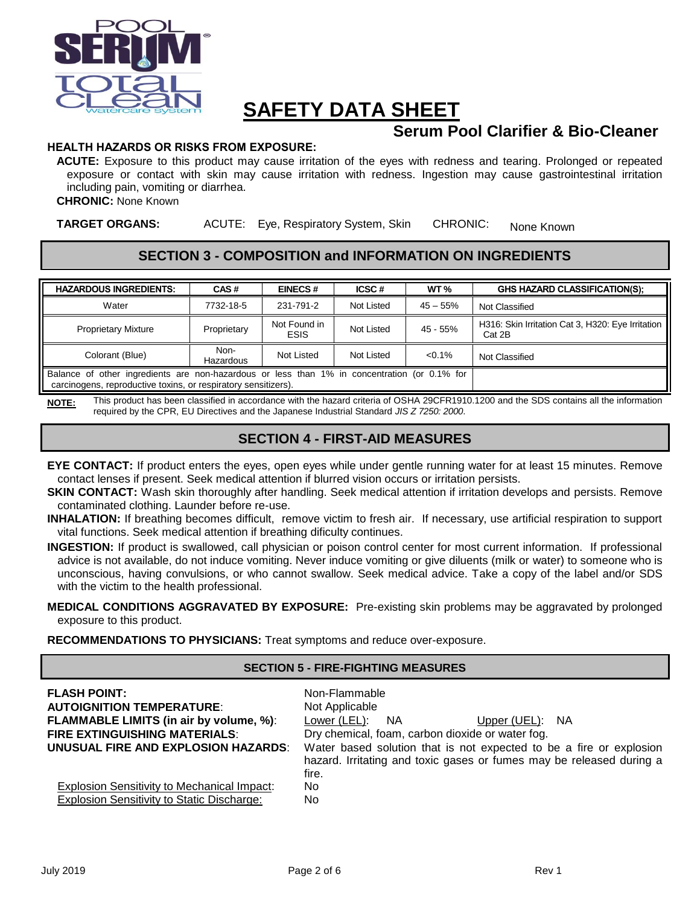# SAFETY DATA SHEET

## Serum Pool Clarifier & Bio-Cleaner

**HEALTH HAZARDS OR RISKS FROM EXPOSURE:**

**ACUTE:** Exposure to this product may cause irritation of the eyes with redness and tearing. Prolonged or repeated exposure or contact with skin may cause irritation with redness. Ingestion may cause gastrointestinal irritation including pain, vomiting or diarrhea.

**CHRONIC:** None Known

**TARGET ORGANS:** ACUTE: Eye, Respiratory System, Skin CHRONIC: None Known

## SECTION 3 - COMPOSITION and INFORMATION ON INGREDIENTS

| HAZARDOUS INGREDIENTS: | CAS # | EINECS # | ICSC # | WT % | GHS HAZARD CLASSIFICATION(S); |
|---|---|---|---|---|---|
| Water | 7732-18-5 | 231-791-2 | Not Listed | 45 – 55% | Not Classified |
| Proprietary Mixture | Proprietary | Not Found in ESIS | Not Listed | 45 - 55% | H316: Skin Irritation Cat 3, H320: Eye Irritation Cat 2B |
| Colorant (Blue) | Non-Hazardous | Not Listed | Not Listed | <0.1% | Not Classified |
| Balance of other ingredients are non-hazardous or less than 1% in concentration (or 0.1% for carcinogens, reproductive toxins, or respiratory sensitizers). | | | | | |

**NOTE:** This product has been classified in accordance with the hazard criteria of OSHA 29CFR1910.1200 and the SDS contains all the information required by the CPR, EU Directives and the Japanese Industrial Standard *JIS Z 7250: 2000*.

## SECTION 4 - FIRST-AID MEASURES

**EYE CONTACT:** If product enters the eyes, open eyes while under gentle running water for at least 15 minutes. Remove contact lenses if present. Seek medical attention if blurred vision occurs or irritation persists.

**SKIN CONTACT:** Wash skin thoroughly after handling. Seek medical attention if irritation develops and persists. Remove contaminated clothing. Launder before re-use.

**INHALATION:** If breathing becomes difficult, remove victim to fresh air. If necessary, use artificial respiration to support vital functions. Seek medical attention if breathing dificulty continues.

**INGESTION:** If product is swallowed, call physician or poison control center for most current information. If professional advice is not available, do not induce vomiting. Never induce vomiting or give diluents (milk or water) to someone who is unconscious, having convulsions, or who cannot swallow. Seek medical advice. Take a copy of the label and/or SDS with the victim to the health professional.

**MEDICAL CONDITIONS AGGRAVATED BY EXPOSURE:** Pre-existing skin problems may be aggravated by prolonged exposure to this product.

**RECOMMENDATIONS TO PHYSICIANS:** Treat symptoms and reduce over-exposure.

## SECTION 5 - FIRE-FIGHTING MEASURES

**FLASH POINT:** Non-Flammable

**AUTOIGNITION TEMPERATURE**: Not Applicable

**FLAMMABLE LIMITS (in air by volume, %)**: Lower (LEL): NA Upper (UEL): NA

**FIRE EXTINGUISHING MATERIALS**: Dry chemical, foam, carbon dioxide or water fog.

**UNUSUAL FIRE AND EXPLOSION HAZARDS**: Water based solution that is not expected to be a fire or explosion hazard. Irritating and toxic gases or fumes may be released during a fire.

Explosion Sensitivity to Mechanical Impact: No

Explosion Sensitivity to Static Discharge: No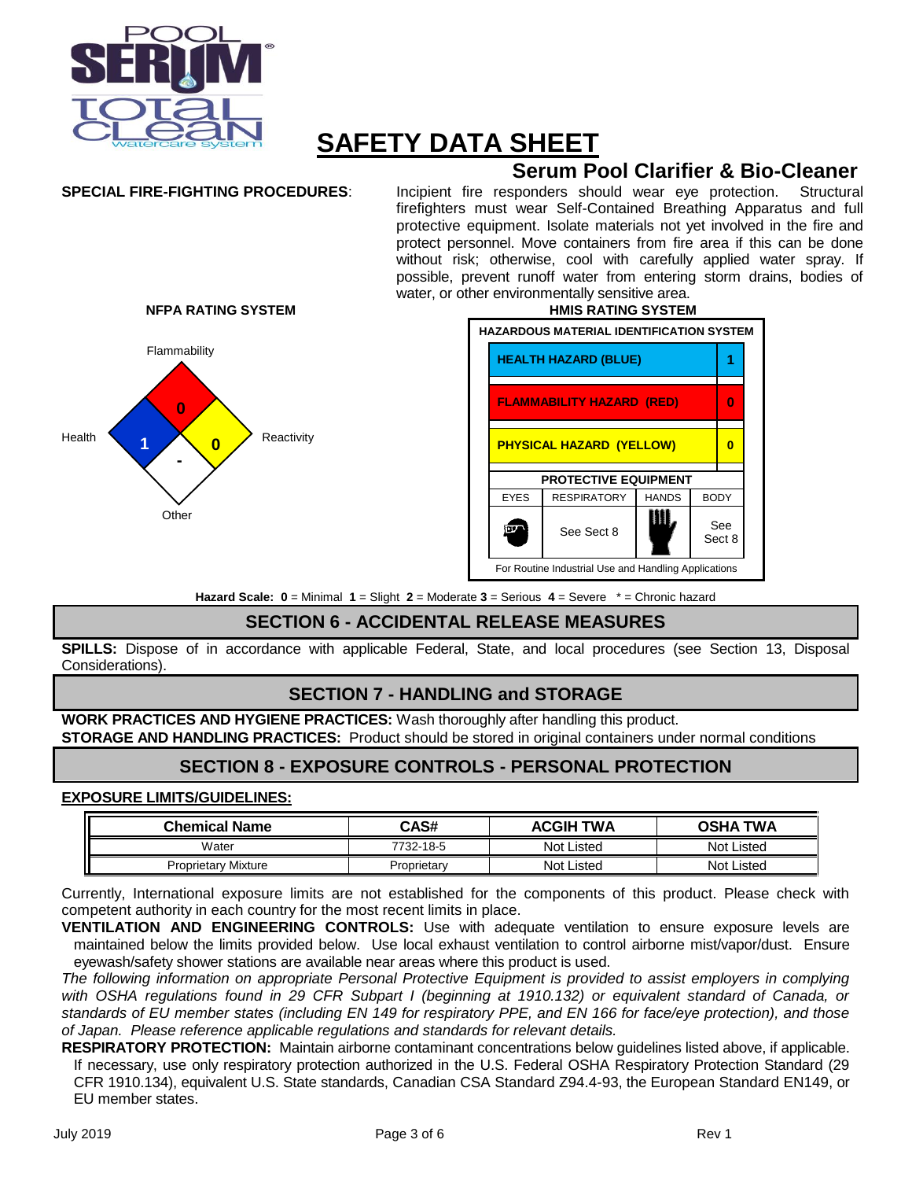# SAFETY DATA SHEET

## Serum Pool Clarifier & Bio-Cleaner

**SPECIAL FIRE-FIGHTING PROCEDURES**: Incipient fire responders should wear eye protection. Structural firefighters must wear Self-Contained Breathing Apparatus and full protective equipment. Isolate materials not yet involved in the fire and protect personnel. Move containers from fire area if this can be done without risk; otherwise, cool with carefully applied water spray. If possible, prevent runoff water from entering storm drains, bodies of water, or other environmentally sensitive area.

**NFPA RATING SYSTEM**

Flammability: 0
Health: 1
Reactivity: 0
Other: -

**HMIS RATING SYSTEM**

| HAZARDOUS MATERIAL IDENTIFICATION SYSTEM | | | |
|---|---|---|---|
| HEALTH HAZARD (BLUE) | | | 1 |
| FLAMMABILITY HAZARD (RED) | | | 0 |
| PHYSICAL HAZARD (YELLOW) | | | 0 |
| PROTECTIVE EQUIPMENT | | | |
| EYES | RESPIRATORY | HANDS | BODY |
| | See Sect 8 | | See Sect 8 |
| For Routine Industrial Use and Handling Applications | | | |

**Hazard Scale: 0** = Minimal **1** = Slight **2** = Moderate **3** = Serious **4** = Severe * = Chronic hazard

## SECTION 6 - ACCIDENTAL RELEASE MEASURES

**SPILLS:** Dispose of in accordance with applicable Federal, State, and local procedures (see Section 13, Disposal Considerations).

## SECTION 7 - HANDLING and STORAGE

**WORK PRACTICES AND HYGIENE PRACTICES:** Wash thoroughly after handling this product.
**STORAGE AND HANDLING PRACTICES:** Product should be stored in original containers under normal conditions

## SECTION 8 - EXPOSURE CONTROLS - PERSONAL PROTECTION

**EXPOSURE LIMITS/GUIDELINES:**

| Chemical Name | CAS# | ACGIH TWA | OSHA TWA |
|---|---|---|---|
| Water | 7732-18-5 | Not Listed | Not Listed |
| Proprietary Mixture | Proprietary | Not Listed | Not Listed |

Currently, International exposure limits are not established for the components of this product. Please check with competent authority in each country for the most recent limits in place.

**VENTILATION AND ENGINEERING CONTROLS:** Use with adequate ventilation to ensure exposure levels are maintained below the limits provided below. Use local exhaust ventilation to control airborne mist/vapor/dust. Ensure eyewash/safety shower stations are available near areas where this product is used.

*The following information on appropriate Personal Protective Equipment is provided to assist employers in complying with OSHA regulations found in 29 CFR Subpart I (beginning at 1910.132) or equivalent standard of Canada, or standards of EU member states (including EN 149 for respiratory PPE, and EN 166 for face/eye protection), and those of Japan. Please reference applicable regulations and standards for relevant details.*

**RESPIRATORY PROTECTION:** Maintain airborne contaminant concentrations below guidelines listed above, if applicable. If necessary, use only respiratory protection authorized in the U.S. Federal OSHA Respiratory Protection Standard (29 CFR 1910.134), equivalent U.S. State standards, Canadian CSA Standard Z94.4-93, the European Standard EN149, or EU member states.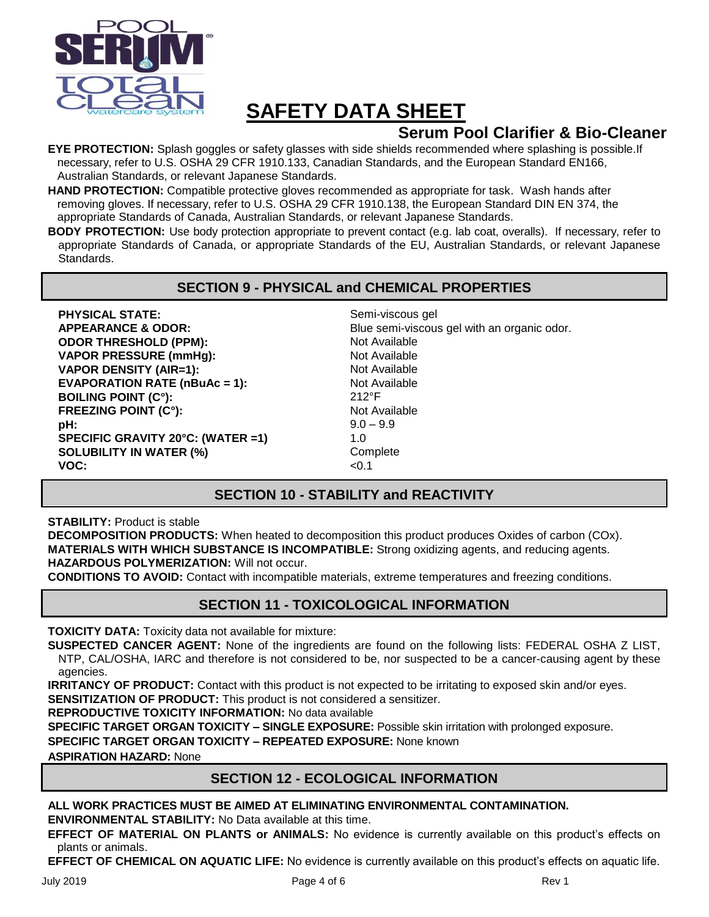# SAFETY DATA SHEET

## Serum Pool Clarifier & Bio-Cleaner

**EYE PROTECTION:** Splash goggles or safety glasses with side shields recommended where splashing is possible.If necessary, refer to U.S. OSHA 29 CFR 1910.133, Canadian Standards, and the European Standard EN166, Australian Standards, or relevant Japanese Standards.

**HAND PROTECTION:** Compatible protective gloves recommended as appropriate for task. Wash hands after removing gloves. If necessary, refer to U.S. OSHA 29 CFR 1910.138, the European Standard DIN EN 374, the appropriate Standards of Canada, Australian Standards, or relevant Japanese Standards.

**BODY PROTECTION:** Use body protection appropriate to prevent contact (e.g. lab coat, overalls). If necessary, refer to appropriate Standards of Canada, or appropriate Standards of the EU, Australian Standards, or relevant Japanese Standards.

## SECTION 9 - PHYSICAL and CHEMICAL PROPERTIES

| | |
|---|---|
| **PHYSICAL STATE:** | Semi-viscous gel |
| **APPEARANCE & ODOR:** | Blue semi-viscous gel with an organic odor. |
| **ODOR THRESHOLD (PPM):** | Not Available |
| **VAPOR PRESSURE (mmHg):** | Not Available |
| **VAPOR DENSITY (AIR=1):** | Not Available |
| **EVAPORATION RATE (nBuAc = 1):** | Not Available |
| **BOILING POINT (C°):** | 212°F |
| **FREEZING POINT (C°):** | Not Available |
| **pH:** | 9.0 – 9.9 |
| **SPECIFIC GRAVITY 20°C: (WATER =1)** | 1.0 |
| **SOLUBILITY IN WATER (%)** | Complete |
| **VOC:** | <0.1 |

## SECTION 10 - STABILITY and REACTIVITY

**STABILITY:** Product is stable

**DECOMPOSITION PRODUCTS:** When heated to decomposition this product produces Oxides of carbon (COx).

**MATERIALS WITH WHICH SUBSTANCE IS INCOMPATIBLE:** Strong oxidizing agents, and reducing agents.

**HAZARDOUS POLYMERIZATION:** Will not occur.

**CONDITIONS TO AVOID:** Contact with incompatible materials, extreme temperatures and freezing conditions.

## SECTION 11 - TOXICOLOGICAL INFORMATION

**TOXICITY DATA:** Toxicity data not available for mixture:

**SUSPECTED CANCER AGENT:** None of the ingredients are found on the following lists: FEDERAL OSHA Z LIST, NTP, CAL/OSHA, IARC and therefore is not considered to be, nor suspected to be a cancer-causing agent by these agencies.

**IRRITANCY OF PRODUCT:** Contact with this product is not expected to be irritating to exposed skin and/or eyes.

**SENSITIZATION OF PRODUCT:** This product is not considered a sensitizer.

**REPRODUCTIVE TOXICITY INFORMATION:** No data available

**SPECIFIC TARGET ORGAN TOXICITY – SINGLE EXPOSURE:** Possible skin irritation with prolonged exposure.

**SPECIFIC TARGET ORGAN TOXICITY – REPEATED EXPOSURE:** None known

**ASPIRATION HAZARD:** None

## SECTION 12 - ECOLOGICAL INFORMATION

**ALL WORK PRACTICES MUST BE AIMED AT ELIMINATING ENVIRONMENTAL CONTAMINATION.**

**ENVIRONMENTAL STABILITY:** No Data available at this time.

**EFFECT OF MATERIAL ON PLANTS or ANIMALS:** No evidence is currently available on this product's effects on plants or animals.

**EFFECT OF CHEMICAL ON AQUATIC LIFE:** No evidence is currently available on this product's effects on aquatic life.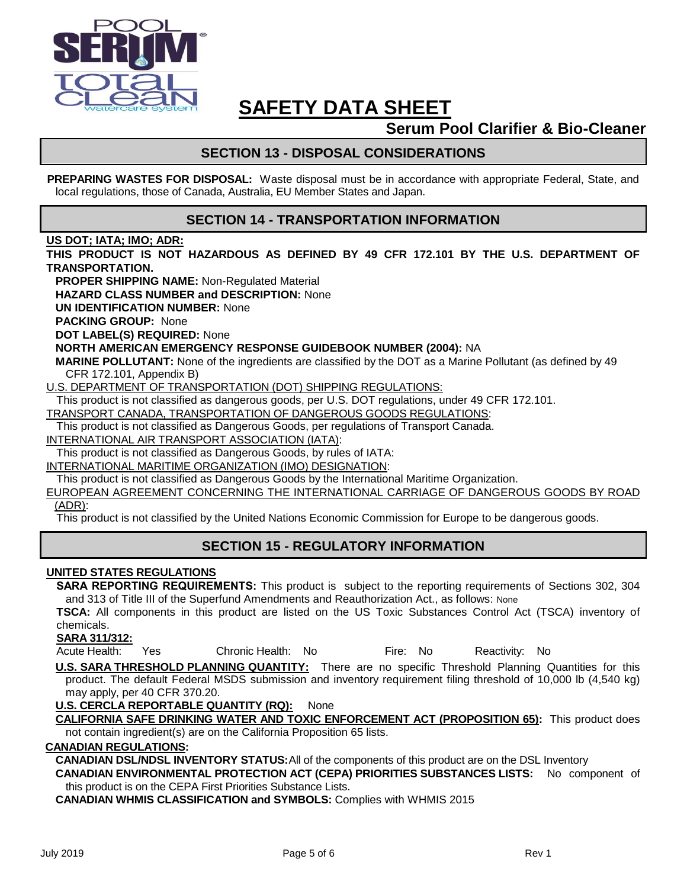# SAFETY DATA SHEET

## Serum Pool Clarifier & Bio-Cleaner

## SECTION 13 - DISPOSAL CONSIDERATIONS

**PREPARING WASTES FOR DISPOSAL:** Waste disposal must be in accordance with appropriate Federal, State, and local regulations, those of Canada, Australia, EU Member States and Japan.

## SECTION 14 - TRANSPORTATION INFORMATION

**US DOT; IATA; IMO; ADR:**

**THIS PRODUCT IS NOT HAZARDOUS AS DEFINED BY 49 CFR 172.101 BY THE U.S. DEPARTMENT OF TRANSPORTATION.**

**PROPER SHIPPING NAME:** Non-Regulated Material

**HAZARD CLASS NUMBER and DESCRIPTION:** None

**UN IDENTIFICATION NUMBER:** None

**PACKING GROUP:** None

**DOT LABEL(S) REQUIRED:** None

**NORTH AMERICAN EMERGENCY RESPONSE GUIDEBOOK NUMBER (2004):** NA

**MARINE POLLUTANT:** None of the ingredients are classified by the DOT as a Marine Pollutant (as defined by 49 CFR 172.101, Appendix B)

U.S. DEPARTMENT OF TRANSPORTATION (DOT) SHIPPING REGULATIONS:

This product is not classified as dangerous goods, per U.S. DOT regulations, under 49 CFR 172.101.

TRANSPORT CANADA, TRANSPORTATION OF DANGEROUS GOODS REGULATIONS:

This product is not classified as Dangerous Goods, per regulations of Transport Canada.

INTERNATIONAL AIR TRANSPORT ASSOCIATION (IATA):

This product is not classified as Dangerous Goods, by rules of IATA:

INTERNATIONAL MARITIME ORGANIZATION (IMO) DESIGNATION:

This product is not classified as Dangerous Goods by the International Maritime Organization.

EUROPEAN AGREEMENT CONCERNING THE INTERNATIONAL CARRIAGE OF DANGEROUS GOODS BY ROAD (ADR):

This product is not classified by the United Nations Economic Commission for Europe to be dangerous goods.

## SECTION 15 - REGULATORY INFORMATION

**UNITED STATES REGULATIONS**

**SARA REPORTING REQUIREMENTS:** This product is subject to the reporting requirements of Sections 302, 304 and 313 of Title III of the Superfund Amendments and Reauthorization Act., as follows: None

**TSCA:** All components in this product are listed on the US Toxic Substances Control Act (TSCA) inventory of chemicals.

**SARA 311/312:**

Acute Health: Yes Chronic Health: No Fire: No Reactivity: No

**U.S. SARA THRESHOLD PLANNING QUANTITY:** There are no specific Threshold Planning Quantities for this product. The default Federal MSDS submission and inventory requirement filing threshold of 10,000 lb (4,540 kg) may apply, per 40 CFR 370.20.

**U.S. CERCLA REPORTABLE QUANTITY (RQ):** None

**CALIFORNIA SAFE DRINKING WATER AND TOXIC ENFORCEMENT ACT (PROPOSITION 65):** This product does not contain ingredient(s) are on the California Proposition 65 lists.

**CANADIAN REGULATIONS:**

**CANADIAN DSL/NDSL INVENTORY STATUS:** All of the components of this product are on the DSL Inventory

**CANADIAN ENVIRONMENTAL PROTECTION ACT (CEPA) PRIORITIES SUBSTANCES LISTS:** No component of this product is on the CEPA First Priorities Substance Lists.

**CANADIAN WHMIS CLASSIFICATION and SYMBOLS:** Complies with WHMIS 2015

July 2019 Rev 1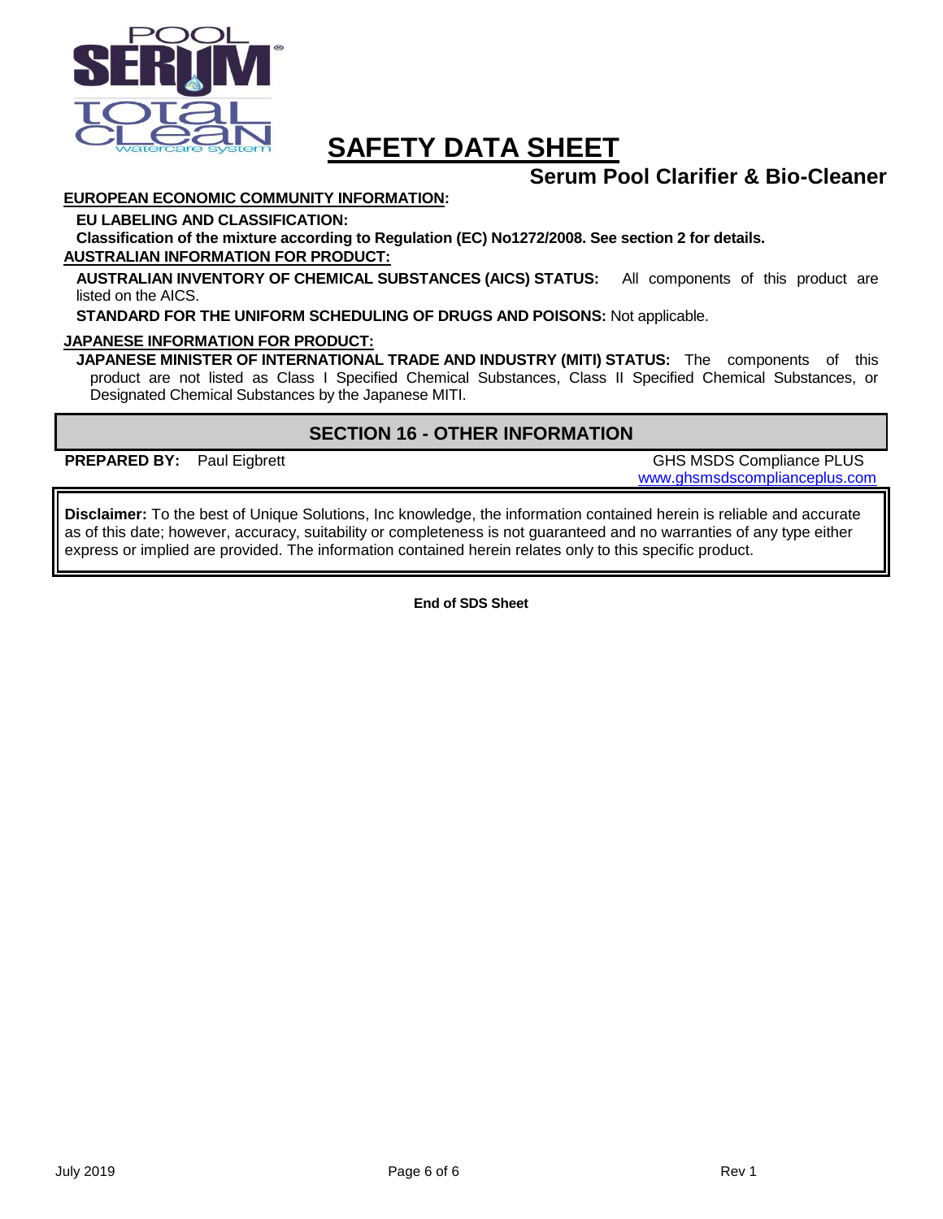# SAFETY DATA SHEET

## Serum Pool Clarifier & Bio-Cleaner

**EUROPEAN ECONOMIC COMMUNITY INFORMATION:**

**EU LABELING AND CLASSIFICATION:**

**Classification of the mixture according to Regulation (EC) No1272/2008. See section 2 for details.**

**AUSTRALIAN INFORMATION FOR PRODUCT:**

**AUSTRALIAN INVENTORY OF CHEMICAL SUBSTANCES (AICS) STATUS:** All components of this product are listed on the AICS.

**STANDARD FOR THE UNIFORM SCHEDULING OF DRUGS AND POISONS:** Not applicable.

**JAPANESE INFORMATION FOR PRODUCT:**

**JAPANESE MINISTER OF INTERNATIONAL TRADE AND INDUSTRY (MITI) STATUS:** The components of this product are not listed as Class I Specified Chemical Substances, Class II Specified Chemical Substances, or Designated Chemical Substances by the Japanese MITI.

## SECTION 16 - OTHER INFORMATION

**PREPARED BY:** Paul Eigbrett

GHS MSDS Compliance PLUS
www.ghsmsdscomplianceplus.com

**Disclaimer:** To the best of Unique Solutions, Inc knowledge, the information contained herein is reliable and accurate as of this date; however, accuracy, suitability or completeness is not guaranteed and no warranties of any type either express or implied are provided. The information contained herein relates only to this specific product.

**End of SDS Sheet**

July 2019 Rev 1